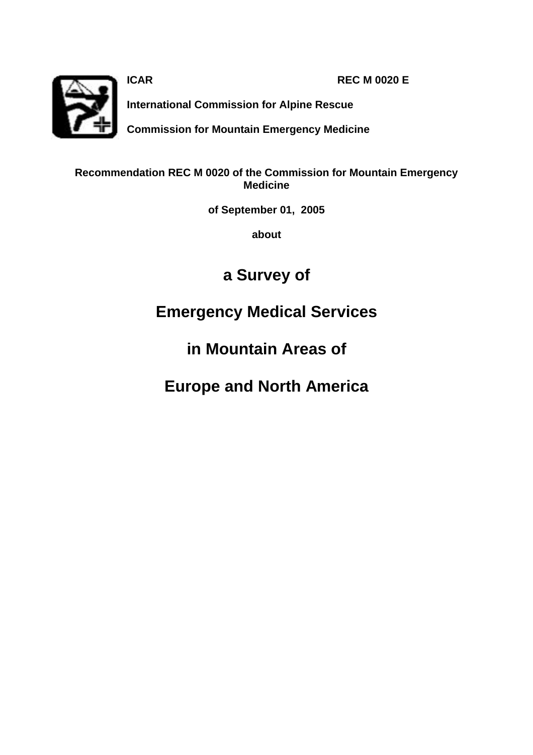**ICAR** **REC M 0020 E**

**International Commission for Alpine Rescue**

**Commission for Mountain Emergency Medicine**

**Recommendation REC M 0020 of the Commission for Mountain Emergency Medicine**

**of September 01, 2005**

**about**

# a Survey of

# Emergency Medical Services

# in Mountain Areas of

# Europe and North America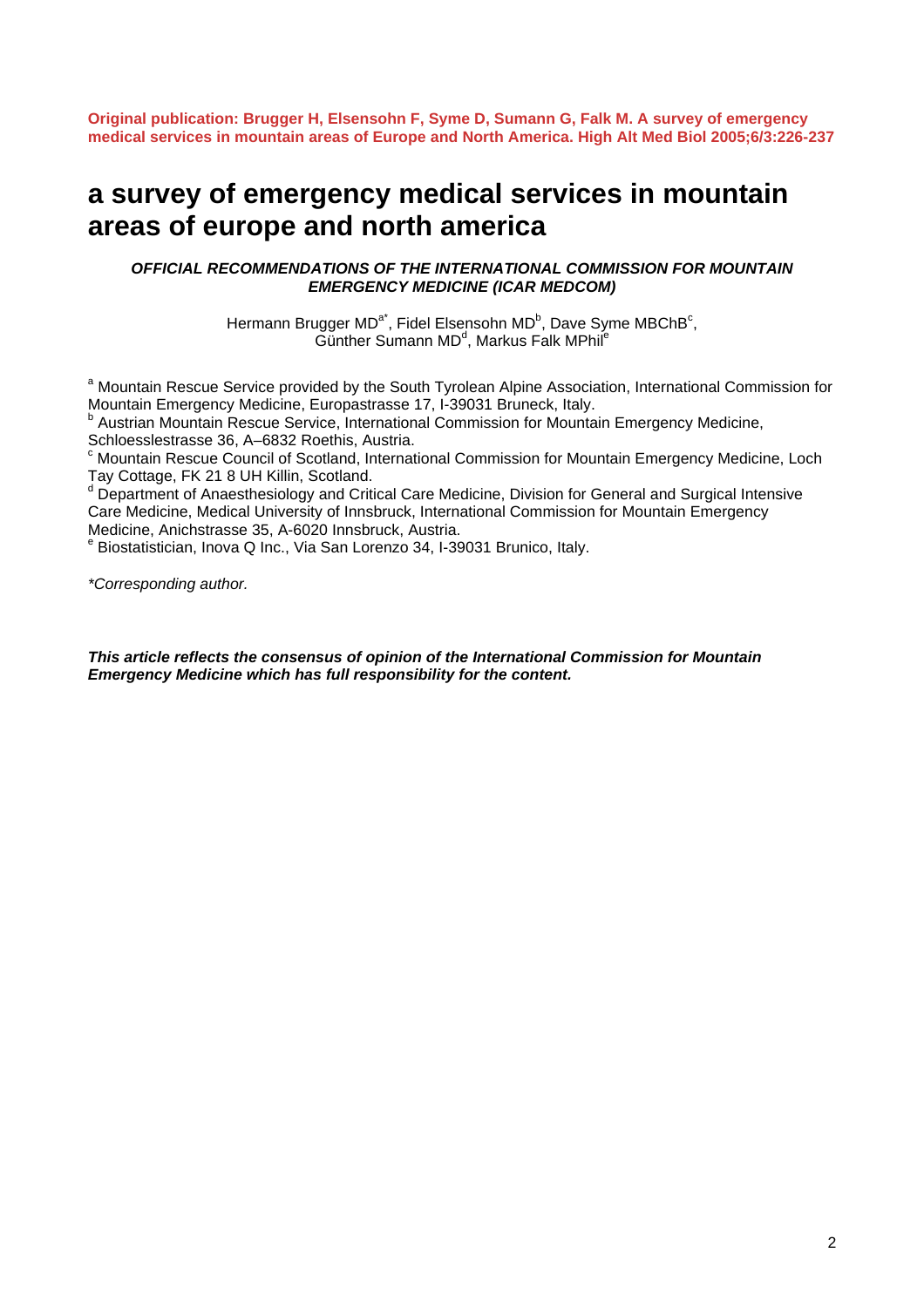**Original publication: Brugger H, Elsensohn F, Syme D, Sumann G, Falk M. A survey of emergency medical services in mountain areas of Europe and North America. High Alt Med Biol 2005;6/3:226-237**

# a survey of emergency medical services in mountain areas of europe and north america

***OFFICIAL RECOMMENDATIONS OF THE INTERNATIONAL COMMISSION FOR MOUNTAIN EMERGENCY MEDICINE (ICAR MEDCOM)***

Hermann Brugger MD[a*], Fidel Elsensohn MD[b], Dave Syme MBChB[c], Günther Sumann MD[d], Markus Falk MPhil[e]

[a] Mountain Rescue Service provided by the South Tyrolean Alpine Association, International Commission for Mountain Emergency Medicine, Europastrasse 17, I-39031 Bruneck, Italy.
[b] Austrian Mountain Rescue Service, International Commission for Mountain Emergency Medicine, Schloesslestrasse 36, A–6832 Roethis, Austria.
[c] Mountain Rescue Council of Scotland, International Commission for Mountain Emergency Medicine, Loch Tay Cottage, FK 21 8 UH Killin, Scotland.
[d] Department of Anaesthesiology and Critical Care Medicine, Division for General and Surgical Intensive Care Medicine, Medical University of Innsbruck, International Commission for Mountain Emergency Medicine, Anichstrasse 35, A-6020 Innsbruck, Austria.
[e] Biostatistician, Inova Q Inc., Via San Lorenzo 34, I-39031 Brunico, Italy.

*\*Corresponding author.*

***This article reflects the consensus of opinion of the International Commission for Mountain Emergency Medicine which has full responsibility for the content.***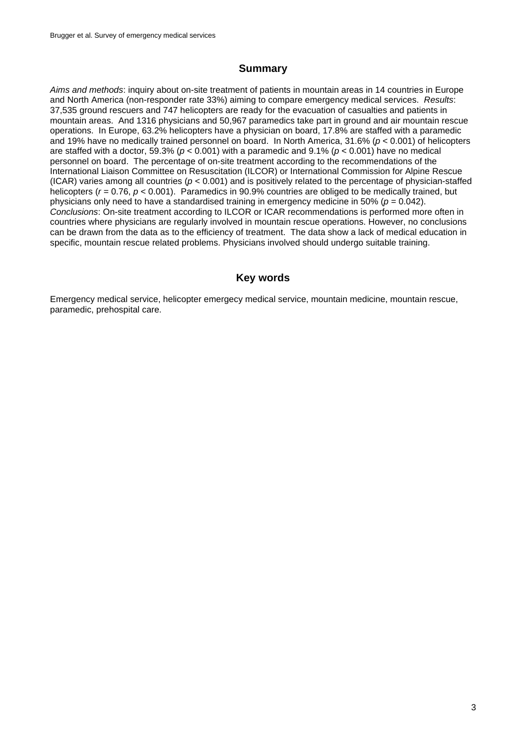## Summary

*Aims and methods*: inquiry about on-site treatment of patients in mountain areas in 14 countries in Europe and North America (non-responder rate 33%) aiming to compare emergency medical services. *Results*: 37,535 ground rescuers and 747 helicopters are ready for the evacuation of casualties and patients in mountain areas. And 1316 physicians and 50,967 paramedics take part in ground and air mountain rescue operations. In Europe, 63.2% helicopters have a physician on board, 17.8% are staffed with a paramedic and 19% have no medically trained personnel on board. In North America, 31.6% ($p < 0.001$) of helicopters are staffed with a doctor, 59.3% ($p < 0.001$) with a paramedic and 9.1% ($p < 0.001$) have no medical personnel on board. The percentage of on-site treatment according to the recommendations of the International Liaison Committee on Resuscitation (ILCOR) or International Commission for Alpine Rescue (ICAR) varies among all countries ($p < 0.001$) and is positively related to the percentage of physician-staffed helicopters ($r = 0.76$, $p < 0.001$). Paramedics in 90.9% countries are obliged to be medically trained, but physicians only need to have a standardised training in emergency medicine in 50% ($p = 0.042$). *Conclusions*: On-site treatment according to ILCOR or ICAR recommendations is performed more often in countries where physicians are regularly involved in mountain rescue operations. However, no conclusions can be drawn from the data as to the efficiency of treatment. The data show a lack of medical education in specific, mountain rescue related problems. Physicians involved should undergo suitable training.

## Key words

Emergency medical service, helicopter emergecy medical service, mountain medicine, mountain rescue, paramedic, prehospital care.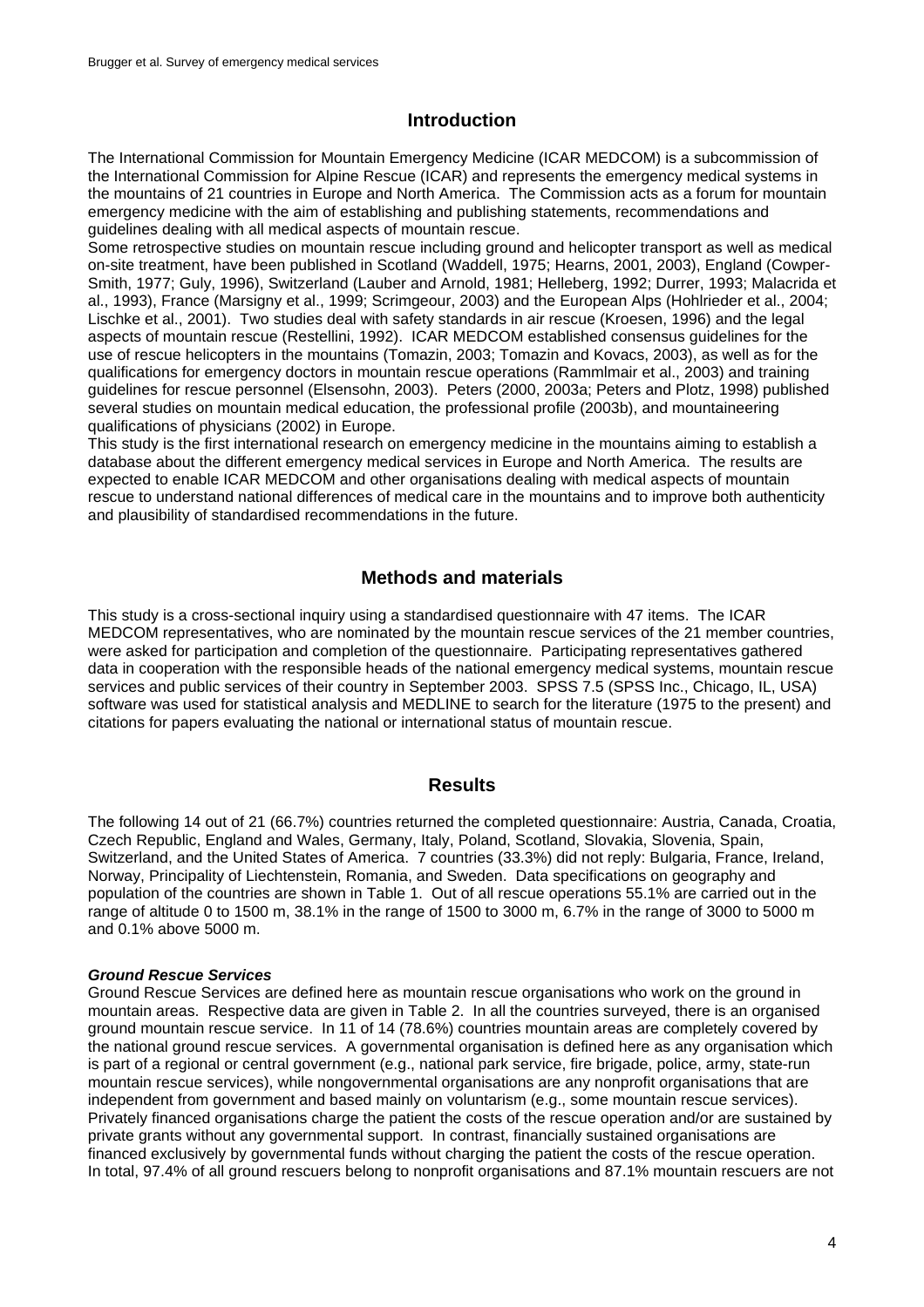## Introduction

The International Commission for Mountain Emergency Medicine (ICAR MEDCOM) is a subcommission of the International Commission for Alpine Rescue (ICAR) and represents the emergency medical systems in the mountains of 21 countries in Europe and North America. The Commission acts as a forum for mountain emergency medicine with the aim of establishing and publishing statements, recommendations and guidelines dealing with all medical aspects of mountain rescue.

Some retrospective studies on mountain rescue including ground and helicopter transport as well as medical on-site treatment, have been published in Scotland (Waddell, 1975; Hearns, 2001, 2003), England (Cowper-Smith, 1977; Guly, 1996), Switzerland (Lauber and Arnold, 1981; Helleberg, 1992; Durrer, 1993; Malacrida et al., 1993), France (Marsigny et al., 1999; Scrimgeour, 2003) and the European Alps (Hohlrieder et al., 2004; Lischke et al., 2001). Two studies deal with safety standards in air rescue (Kroesen, 1996) and the legal aspects of mountain rescue (Restellini, 1992). ICAR MEDCOM established consensus guidelines for the use of rescue helicopters in the mountains (Tomazin, 2003; Tomazin and Kovacs, 2003), as well as for the qualifications for emergency doctors in mountain rescue operations (Rammlmair et al., 2003) and training guidelines for rescue personnel (Elsensohn, 2003). Peters (2000, 2003a; Peters and Plotz, 1998) published several studies on mountain medical education, the professional profile (2003b), and mountaineering qualifications of physicians (2002) in Europe.

This study is the first international research on emergency medicine in the mountains aiming to establish a database about the different emergency medical services in Europe and North America. The results are expected to enable ICAR MEDCOM and other organisations dealing with medical aspects of mountain rescue to understand national differences of medical care in the mountains and to improve both authenticity and plausibility of standardised recommendations in the future.

## Methods and materials

This study is a cross-sectional inquiry using a standardised questionnaire with 47 items. The ICAR MEDCOM representatives, who are nominated by the mountain rescue services of the 21 member countries, were asked for participation and completion of the questionnaire. Participating representatives gathered data in cooperation with the responsible heads of the national emergency medical systems, mountain rescue services and public services of their country in September 2003. SPSS 7.5 (SPSS Inc., Chicago, IL, USA) software was used for statistical analysis and MEDLINE to search for the literature (1975 to the present) and citations for papers evaluating the national or international status of mountain rescue.

## Results

The following 14 out of 21 (66.7%) countries returned the completed questionnaire: Austria, Canada, Croatia, Czech Republic, England and Wales, Germany, Italy, Poland, Scotland, Slovakia, Slovenia, Spain, Switzerland, and the United States of America. 7 countries (33.3%) did not reply: Bulgaria, France, Ireland, Norway, Principality of Liechtenstein, Romania, and Sweden. Data specifications on geography and population of the countries are shown in Table 1. Out of all rescue operations 55.1% are carried out in the range of altitude 0 to 1500 m, 38.1% in the range of 1500 to 3000 m, 6.7% in the range of 3000 to 5000 m and 0.1% above 5000 m.

### *Ground Rescue Services*

Ground Rescue Services are defined here as mountain rescue organisations who work on the ground in mountain areas. Respective data are given in Table 2. In all the countries surveyed, there is an organised ground mountain rescue service. In 11 of 14 (78.6%) countries mountain areas are completely covered by the national ground rescue services. A governmental organisation is defined here as any organisation which is part of a regional or central government (e.g., national park service, fire brigade, police, army, state-run mountain rescue services), while nongovernmental organisations are any nonprofit organisations that are independent from government and based mainly on voluntarism (e.g., some mountain rescue services). Privately financed organisations charge the patient the costs of the rescue operation and/or are sustained by private grants without any governmental support. In contrast, financially sustained organisations are financed exclusively by governmental funds without charging the patient the costs of the rescue operation. In total, 97.4% of all ground rescuers belong to nonprofit organisations and 87.1% mountain rescuers are not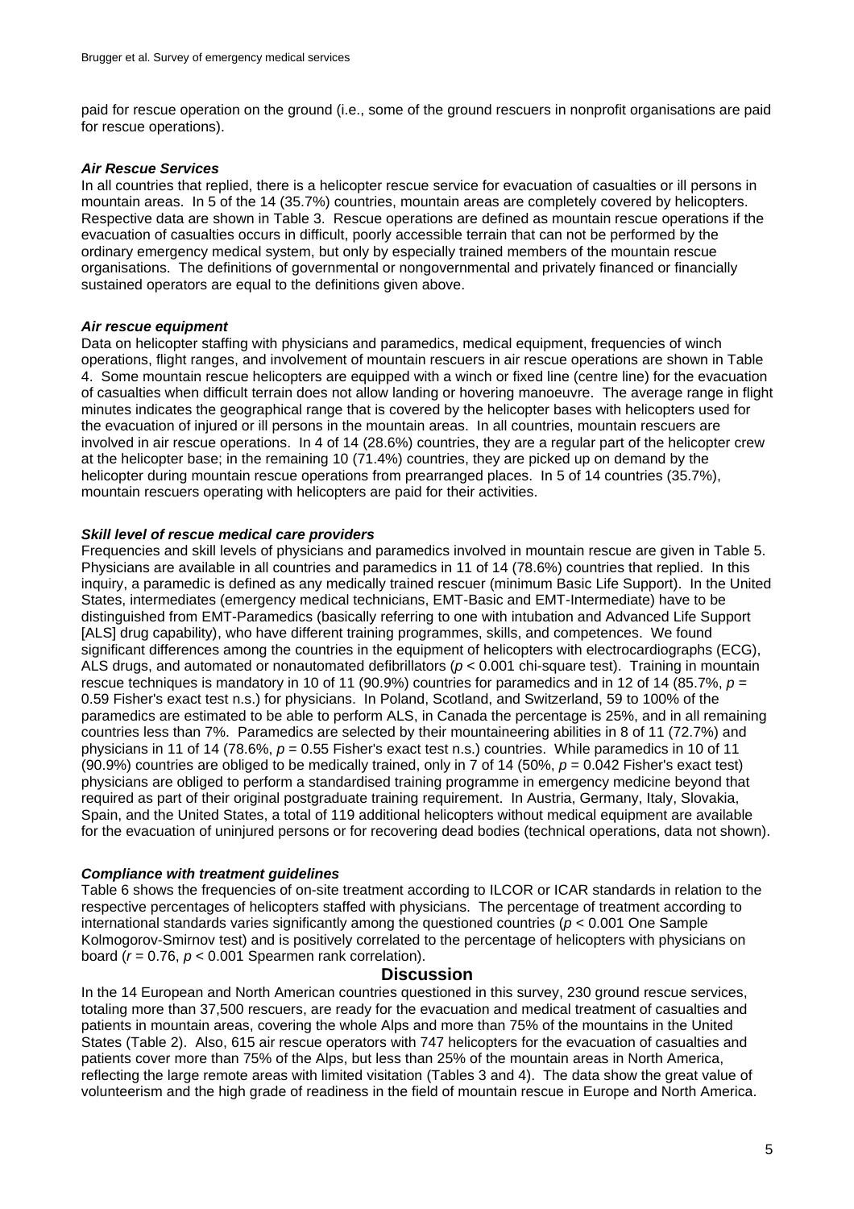paid for rescue operation on the ground (i.e., some of the ground rescuers in nonprofit organisations are paid for rescue operations).

### *Air Rescue Services*

In all countries that replied, there is a helicopter rescue service for evacuation of casualties or ill persons in mountain areas. In 5 of the 14 (35.7%) countries, mountain areas are completely covered by helicopters. Respective data are shown in Table 3. Rescue operations are defined as mountain rescue operations if the evacuation of casualties occurs in difficult, poorly accessible terrain that can not be performed by the ordinary emergency medical system, but only by especially trained members of the mountain rescue organisations. The definitions of governmental or nongovernmental and privately financed or financially sustained operators are equal to the definitions given above.

### *Air rescue equipment*

Data on helicopter staffing with physicians and paramedics, medical equipment, frequencies of winch operations, flight ranges, and involvement of mountain rescuers in air rescue operations are shown in Table 4. Some mountain rescue helicopters are equipped with a winch or fixed line (centre line) for the evacuation of casualties when difficult terrain does not allow landing or hovering manoeuvre. The average range in flight minutes indicates the geographical range that is covered by the helicopter bases with helicopters used for the evacuation of injured or ill persons in the mountain areas. In all countries, mountain rescuers are involved in air rescue operations. In 4 of 14 (28.6%) countries, they are a regular part of the helicopter crew at the helicopter base; in the remaining 10 (71.4%) countries, they are picked up on demand by the helicopter during mountain rescue operations from prearranged places. In 5 of 14 countries (35.7%), mountain rescuers operating with helicopters are paid for their activities.

### *Skill level of rescue medical care providers*

Frequencies and skill levels of physicians and paramedics involved in mountain rescue are given in Table 5. Physicians are available in all countries and paramedics in 11 of 14 (78.6%) countries that replied. In this inquiry, a paramedic is defined as any medically trained rescuer (minimum Basic Life Support). In the United States, intermediates (emergency medical technicians, EMT-Basic and EMT-Intermediate) have to be distinguished from EMT-Paramedics (basically referring to one with intubation and Advanced Life Support [ALS] drug capability), who have different training programmes, skills, and competences. We found significant differences among the countries in the equipment of helicopters with electrocardiographs (ECG), ALS drugs, and automated or nonautomated defibrillators ($p < 0.001$ chi-square test). Training in mountain rescue techniques is mandatory in 10 of 11 (90.9%) countries for paramedics and in 12 of 14 (85.7%, $p = 0.59$ Fisher's exact test n.s.) for physicians. In Poland, Scotland, and Switzerland, 59 to 100% of the paramedics are estimated to be able to perform ALS, in Canada the percentage is 25%, and in all remaining countries less than 7%. Paramedics are selected by their mountaineering abilities in 8 of 11 (72.7%) and physicians in 11 of 14 (78.6%, $p = 0.55$ Fisher's exact test n.s.) countries. While paramedics in 10 of 11 (90.9%) countries are obliged to be medically trained, only in 7 of 14 (50%, $p = 0.042$ Fisher's exact test) physicians are obliged to perform a standardised training programme in emergency medicine beyond that required as part of their original postgraduate training requirement. In Austria, Germany, Italy, Slovakia, Spain, and the United States, a total of 119 additional helicopters without medical equipment are available for the evacuation of uninjured persons or for recovering dead bodies (technical operations, data not shown).

### *Compliance with treatment guidelines*

Table 6 shows the frequencies of on-site treatment according to ILCOR or ICAR standards in relation to the respective percentages of helicopters staffed with physicians. The percentage of treatment according to international standards varies significantly among the questioned countries ($p < 0.001$ One Sample Kolmogorov-Smirnov test) and is positively correlated to the percentage of helicopters with physicians on board ($r = 0.76$, $p < 0.001$ Spearmen rank correlation).

## Discussion

In the 14 European and North American countries questioned in this survey, 230 ground rescue services, totaling more than 37,500 rescuers, are ready for the evacuation and medical treatment of casualties and patients in mountain areas, covering the whole Alps and more than 75% of the mountains in the United States (Table 2). Also, 615 air rescue operators with 747 helicopters for the evacuation of casualties and patients cover more than 75% of the Alps, but less than 25% of the mountain areas in North America, reflecting the large remote areas with limited visitation (Tables 3 and 4). The data show the great value of volunteerism and the high grade of readiness in the field of mountain rescue in Europe and North America.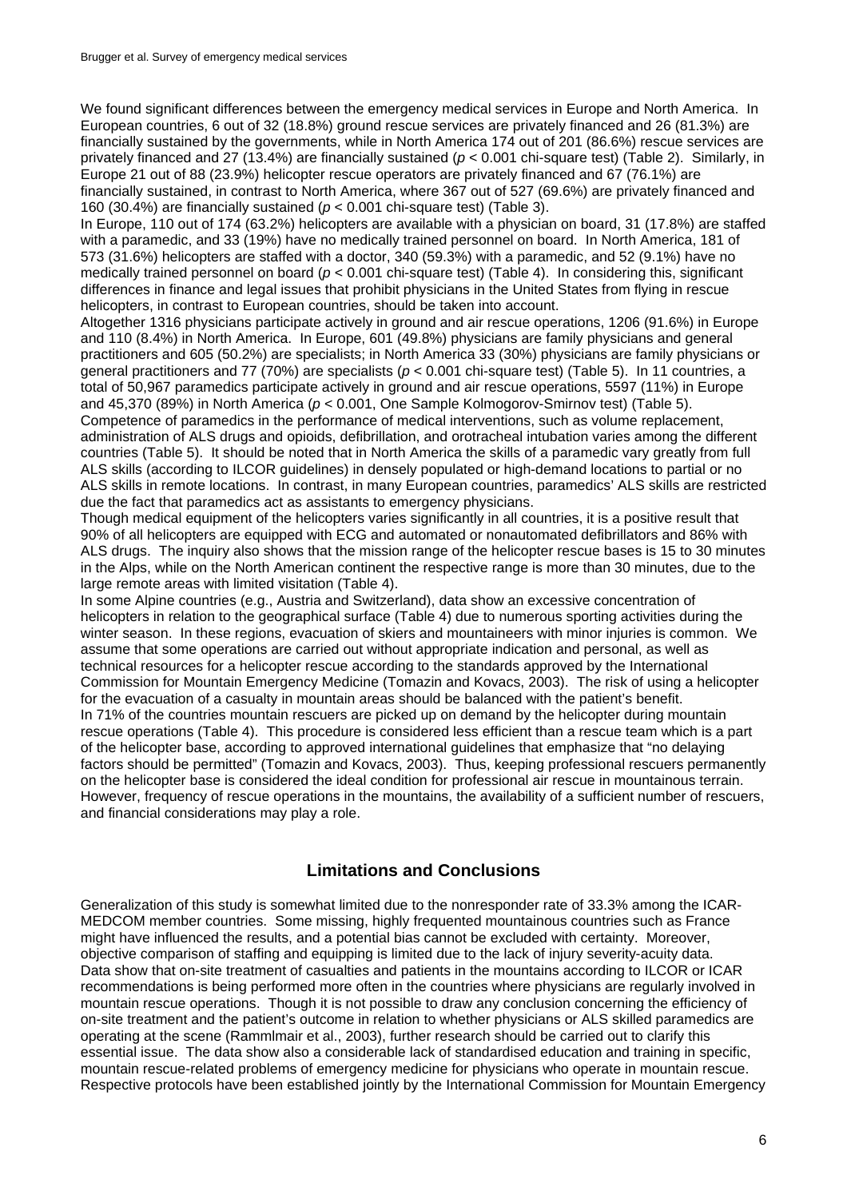We found significant differences between the emergency medical services in Europe and North America. In European countries, 6 out of 32 (18.8%) ground rescue services are privately financed and 26 (81.3%) are financially sustained by the governments, while in North America 174 out of 201 (86.6%) rescue services are privately financed and 27 (13.4%) are financially sustained ($p < 0.001$ chi-square test) (Table 2). Similarly, in Europe 21 out of 88 (23.9%) helicopter rescue operators are privately financed and 67 (76.1%) are financially sustained, in contrast to North America, where 367 out of 527 (69.6%) are privately financed and 160 (30.4%) are financially sustained ($p < 0.001$ chi-square test) (Table 3).

In Europe, 110 out of 174 (63.2%) helicopters are available with a physician on board, 31 (17.8%) are staffed with a paramedic, and 33 (19%) have no medically trained personnel on board. In North America, 181 of 573 (31.6%) helicopters are staffed with a doctor, 340 (59.3%) with a paramedic, and 52 (9.1%) have no medically trained personnel on board ($p < 0.001$ chi-square test) (Table 4). In considering this, significant differences in finance and legal issues that prohibit physicians in the United States from flying in rescue helicopters, in contrast to European countries, should be taken into account.

Altogether 1316 physicians participate actively in ground and air rescue operations, 1206 (91.6%) in Europe and 110 (8.4%) in North America. In Europe, 601 (49.8%) physicians are family physicians and general practitioners and 605 (50.2%) are specialists; in North America 33 (30%) physicians are family physicians or general practitioners and 77 (70%) are specialists ($p < 0.001$ chi-square test) (Table 5). In 11 countries, a total of 50,967 paramedics participate actively in ground and air rescue operations, 5597 (11%) in Europe and 45,370 (89%) in North America ($p < 0.001$, One Sample Kolmogorov-Smirnov test) (Table 5).

Competence of paramedics in the performance of medical interventions, such as volume replacement, administration of ALS drugs and opioids, defibrillation, and orotracheal intubation varies among the different countries (Table 5). It should be noted that in North America the skills of a paramedic vary greatly from full ALS skills (according to ILCOR guidelines) in densely populated or high-demand locations to partial or no ALS skills in remote locations. In contrast, in many European countries, paramedics' ALS skills are restricted due the fact that paramedics act as assistants to emergency physicians.

Though medical equipment of the helicopters varies significantly in all countries, it is a positive result that 90% of all helicopters are equipped with ECG and automated or nonautomated defibrillators and 86% with ALS drugs. The inquiry also shows that the mission range of the helicopter rescue bases is 15 to 30 minutes in the Alps, while on the North American continent the respective range is more than 30 minutes, due to the large remote areas with limited visitation (Table 4).

In some Alpine countries (e.g., Austria and Switzerland), data show an excessive concentration of helicopters in relation to the geographical surface (Table 4) due to numerous sporting activities during the winter season. In these regions, evacuation of skiers and mountaineers with minor injuries is common. We assume that some operations are carried out without appropriate indication and personal, as well as technical resources for a helicopter rescue according to the standards approved by the International Commission for Mountain Emergency Medicine (Tomazin and Kovacs, 2003). The risk of using a helicopter for the evacuation of a casualty in mountain areas should be balanced with the patient's benefit.

In 71% of the countries mountain rescuers are picked up on demand by the helicopter during mountain rescue operations (Table 4). This procedure is considered less efficient than a rescue team which is a part of the helicopter base, according to approved international guidelines that emphasize that "no delaying factors should be permitted" (Tomazin and Kovacs, 2003). Thus, keeping professional rescuers permanently on the helicopter base is considered the ideal condition for professional air rescue in mountainous terrain. However, frequency of rescue operations in the mountains, the availability of a sufficient number of rescuers, and financial considerations may play a role.

## Limitations and Conclusions

Generalization of this study is somewhat limited due to the nonresponder rate of 33.3% among the ICAR-MEDCOM member countries. Some missing, highly frequented mountainous countries such as France might have influenced the results, and a potential bias cannot be excluded with certainty. Moreover, objective comparison of staffing and equipping is limited due to the lack of injury severity-acuity data.

Data show that on-site treatment of casualties and patients in the mountains according to ILCOR or ICAR recommendations is being performed more often in the countries where physicians are regularly involved in mountain rescue operations. Though it is not possible to draw any conclusion concerning the efficiency of on-site treatment and the patient's outcome in relation to whether physicians or ALS skilled paramedics are operating at the scene (Rammlmair et al., 2003), further research should be carried out to clarify this essential issue. The data show also a considerable lack of standardised education and training in specific, mountain rescue-related problems of emergency medicine for physicians who operate in mountain rescue. Respective protocols have been established jointly by the International Commission for Mountain Emergency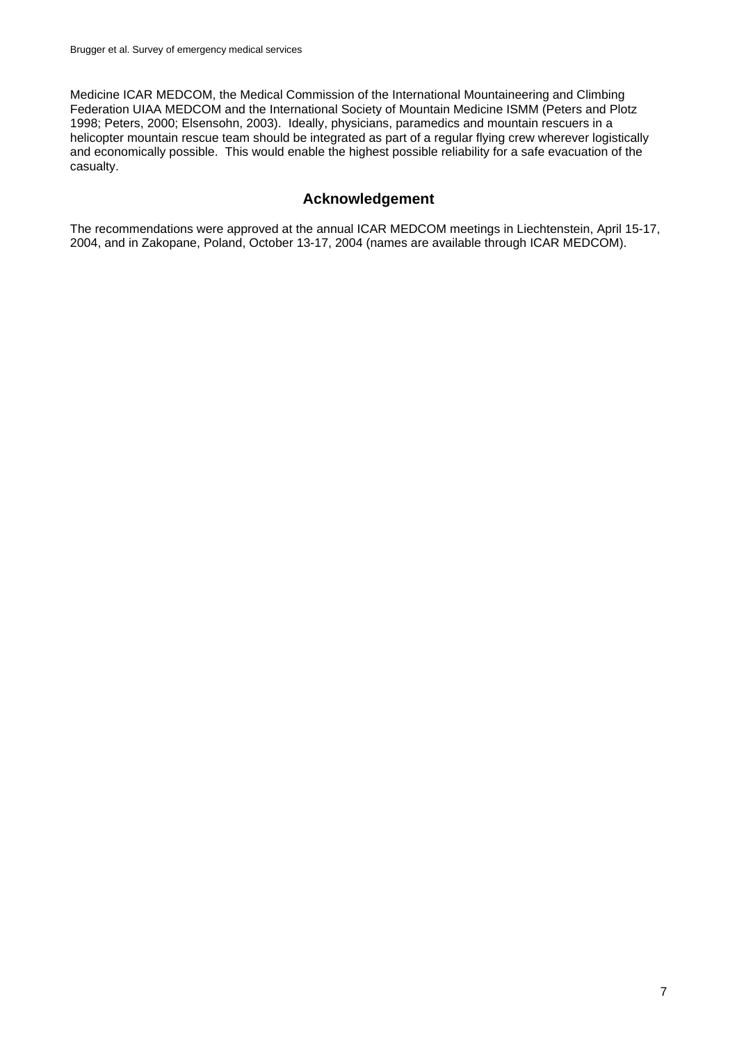Medicine ICAR MEDCOM, the Medical Commission of the International Mountaineering and Climbing Federation UIAA MEDCOM and the International Society of Mountain Medicine ISMM (Peters and Plotz 1998; Peters, 2000; Elsensohn, 2003). Ideally, physicians, paramedics and mountain rescuers in a helicopter mountain rescue team should be integrated as part of a regular flying crew wherever logistically and economically possible. This would enable the highest possible reliability for a safe evacuation of the casualty.

## Acknowledgement

The recommendations were approved at the annual ICAR MEDCOM meetings in Liechtenstein, April 15-17, 2004, and in Zakopane, Poland, October 13-17, 2004 (names are available through ICAR MEDCOM).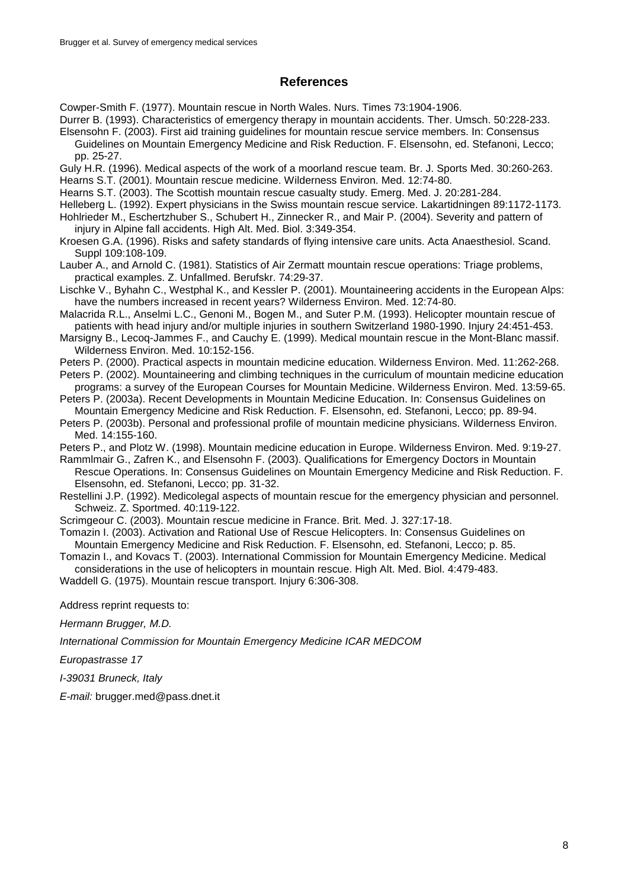## References

Cowper-Smith F. (1977). Mountain rescue in North Wales. Nurs. Times 73:1904-1906.

Durrer B. (1993). Characteristics of emergency therapy in mountain accidents. Ther. Umsch. 50:228-233.

Elsensohn F. (2003). First aid training guidelines for mountain rescue service members. In: Consensus Guidelines on Mountain Emergency Medicine and Risk Reduction. F. Elsensohn, ed. Stefanoni, Lecco; pp. 25-27.

Guly H.R. (1996). Medical aspects of the work of a moorland rescue team. Br. J. Sports Med. 30:260-263.

Hearns S.T. (2001). Mountain rescue medicine. Wilderness Environ. Med. 12:74-80.

Hearns S.T. (2003). The Scottish mountain rescue casualty study. Emerg. Med. J. 20:281-284.

Helleberg L. (1992). Expert physicians in the Swiss mountain rescue service. Lakartidningen 89:1172-1173.

Hohlrieder M., Eschertzhuber S., Schubert H., Zinnecker R., and Mair P. (2004). Severity and pattern of injury in Alpine fall accidents. High Alt. Med. Biol. 3:349-354.

Kroesen G.A. (1996). Risks and safety standards of flying intensive care units. Acta Anaesthesiol. Scand. Suppl 109:108-109.

Lauber A., and Arnold C. (1981). Statistics of Air Zermatt mountain rescue operations: Triage problems, practical examples. Z. Unfallmed. Berufskr. 74:29-37.

Lischke V., Byhahn C., Westphal K., and Kessler P. (2001). Mountaineering accidents in the European Alps: have the numbers increased in recent years? Wilderness Environ. Med. 12:74-80.

Malacrida R.L., Anselmi L.C., Genoni M., Bogen M., and Suter P.M. (1993). Helicopter mountain rescue of patients with head injury and/or multiple injuries in southern Switzerland 1980-1990. Injury 24:451-453.

Marsigny B., Lecoq-Jammes F., and Cauchy E. (1999). Medical mountain rescue in the Mont-Blanc massif. Wilderness Environ. Med. 10:152-156.

Peters P. (2000). Practical aspects in mountain medicine education. Wilderness Environ. Med. 11:262-268.

Peters P. (2002). Mountaineering and climbing techniques in the curriculum of mountain medicine education programs: a survey of the European Courses for Mountain Medicine. Wilderness Environ. Med. 13:59-65.

Peters P. (2003a). Recent Developments in Mountain Medicine Education. In: Consensus Guidelines on Mountain Emergency Medicine and Risk Reduction. F. Elsensohn, ed. Stefanoni, Lecco; pp. 89-94.

Peters P. (2003b). Personal and professional profile of mountain medicine physicians. Wilderness Environ. Med. 14:155-160.

Peters P., and Plotz W. (1998). Mountain medicine education in Europe. Wilderness Environ. Med. 9:19-27.

Rammlmair G., Zafren K., and Elsensohn F. (2003). Qualifications for Emergency Doctors in Mountain Rescue Operations. In: Consensus Guidelines on Mountain Emergency Medicine and Risk Reduction. F. Elsensohn, ed. Stefanoni, Lecco; pp. 31-32.

Restellini J.P. (1992). Medicolegal aspects of mountain rescue for the emergency physician and personnel. Schweiz. Z. Sportmed. 40:119-122.

Scrimgeour C. (2003). Mountain rescue medicine in France. Brit. Med. J. 327:17-18.

Tomazin I. (2003). Activation and Rational Use of Rescue Helicopters. In: Consensus Guidelines on Mountain Emergency Medicine and Risk Reduction. F. Elsensohn, ed. Stefanoni, Lecco; p. 85.

Tomazin I., and Kovacs T. (2003). International Commission for Mountain Emergency Medicine. Medical considerations in the use of helicopters in mountain rescue. High Alt. Med. Biol. 4:479-483.

Waddell G. (1975). Mountain rescue transport. Injury 6:306-308.

Address reprint requests to:

*Hermann Brugger, M.D.*

*International Commission for Mountain Emergency Medicine ICAR MEDCOM*

*Europastrasse 17*

*I-39031 Bruneck, Italy*

*E-mail:* brugger.med@pass.dnet.it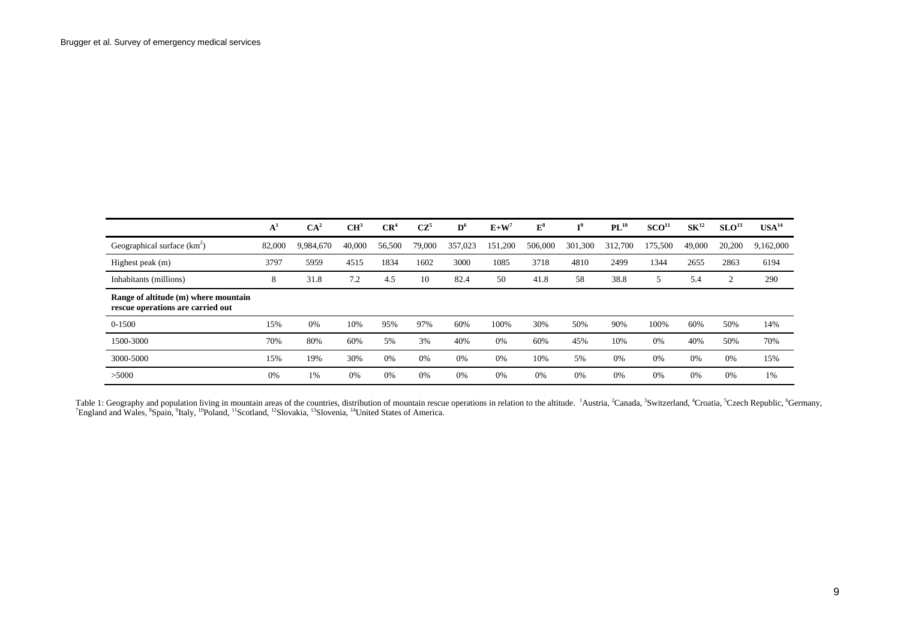| | A[1] | CA[2] | CH[3] | CR[4] | CZ[5] | D[6] | E+W[7] | E[8] | I[9] | PL[10] | SCO[11] | SK[12] | SLO[13] | USA[14] |
|---|---|---|---|---|---|---|---|---|---|---|---|---|---|---|
| Geographical surface ($km^2$) | 82,000 | 9,984,670 | 40,000 | 56,500 | 79,000 | 357,023 | 151,200 | 506,000 | 301,300 | 312,700 | 175,500 | 49,000 | 20,200 | 9,162,000 |
| Highest peak (m) | 3797 | 5959 | 4515 | 1834 | 1602 | 3000 | 1085 | 3718 | 4810 | 2499 | 1344 | 2655 | 2863 | 6194 |
| Inhabitants (millions) | 8 | 31.8 | 7.2 | 4.5 | 10 | 82.4 | 50 | 41.8 | 58 | 38.8 | 5 | 5.4 | 2 | 290 |
| **Range of altitude (m) where mountain rescue operations are carried out** | | | | | | | | | | | | | | |
| 0-1500 | 15% | 0% | 10% | 95% | 97% | 60% | 100% | 30% | 50% | 90% | 100% | 60% | 50% | 14% |
| 1500-3000 | 70% | 80% | 60% | 5% | 3% | 40% | 0% | 60% | 45% | 10% | 0% | 40% | 50% | 70% |
| 3000-5000 | 15% | 19% | 30% | 0% | 0% | 0% | 0% | 10% | 5% | 0% | 0% | 0% | 0% | 15% |
| >5000 | 0% | 1% | 0% | 0% | 0% | 0% | 0% | 0% | 0% | 0% | 0% | 0% | 0% | 1% |

Table 1: Geography and population living in mountain areas of the countries, distribution of mountain rescue operations in relation to the altitude. [1]Austria, [2]Canada, [3]Switzerland, [4]Croatia, [5]Czech Republic, [6]Germany, [7]England and Wales, [8]Spain, [9]Italy, [10]Poland, [11]Scotland, [12]Slovakia, [13]Slovenia, [14]United States of America.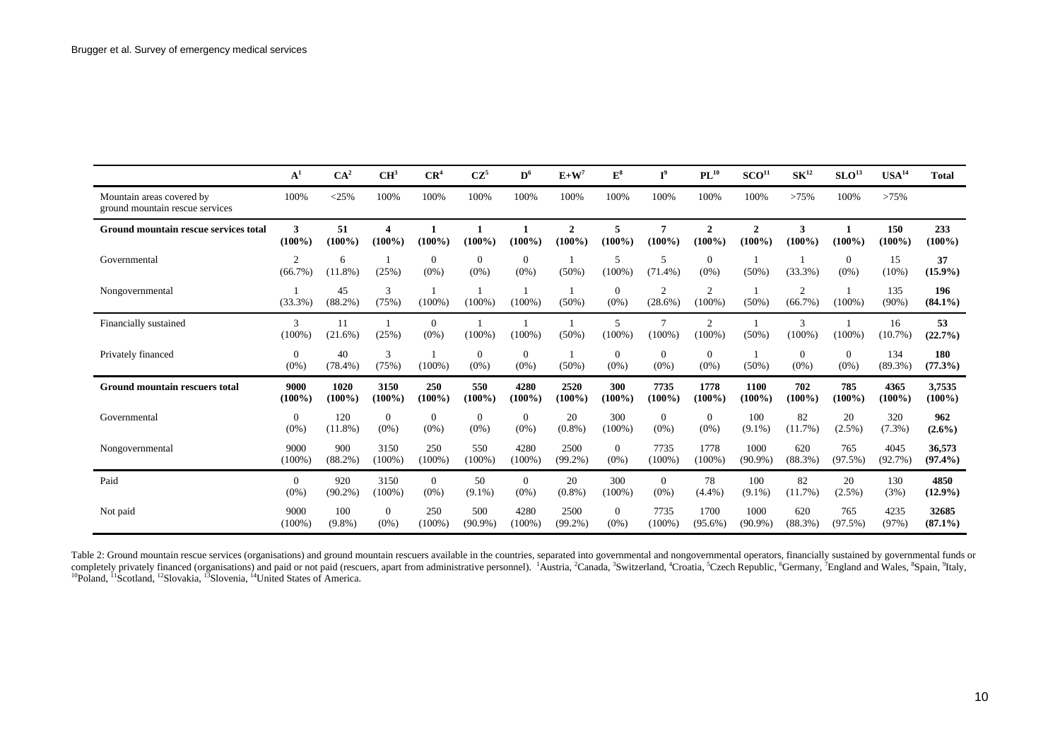| | A[1] | CA[2] | CH[3] | CR[4] | CZ[5] | D[6] | E+W[7] | E[8] | I[9] | PL[10] | SCO[11] | SK[12] | SLO[13] | USA[14] | Total |
|---|---|---|---|---|---|---|---|---|---|---|---|---|---|---|---|
| Mountain areas covered by ground mountain rescue services | 100% | <25% | 100% | 100% | 100% | 100% | 100% | 100% | 100% | 100% | 100% | >75% | 100% | >75% | |
| **Ground mountain rescue services total** | **3 (100%)** | **51 (100%)** | **4 (100%)** | **1 (100%)** | **1 (100%)** | **1 (100%)** | **2 (100%)** | **5 (100%)** | **7 (100%)** | **2 (100%)** | **2 (100%)** | **3 (100%)** | **1 (100%)** | **150 (100%)** | **233 (100%)** |
| Governmental | 2 (66.7%) | 6 (11.8%) | 1 (25%) | 0 (0%) | 0 (0%) | 0 (0%) | 1 (50%) | 5 (100%) | 5 (71.4%) | 0 (0%) | 1 (50%) | 1 (33.3%) | 0 (0%) | 15 (10%) | **37 (15.9%)** |
| Nongovernmental | 1 (33.3%) | 45 (88.2%) | 3 (75%) | 1 (100%) | 1 (100%) | 1 (100%) | 1 (50%) | 0 (0%) | 2 (28.6%) | 2 (100%) | 1 (50%) | 2 (66.7%) | 1 (100%) | 135 (90%) | **196 (84.1%)** |
| Financially sustained | 3 (100%) | 11 (21.6%) | 1 (25%) | 0 (0%) | 1 (100%) | 1 (100%) | 1 (50%) | 5 (100%) | 7 (100%) | 2 (100%) | 1 (50%) | 3 (100%) | 1 (100%) | 16 (10.7%) | **53 (22.7%)** |
| Privately financed | 0 (0%) | 40 (78.4%) | 3 (75%) | 1 (100%) | 0 (0%) | 0 (0%) | 1 (50%) | 0 (0%) | 0 (0%) | 0 (0%) | 1 (50%) | 0 (0%) | 0 (0%) | 134 (89.3%) | **180 (77.3%)** |
| **Ground mountain rescuers total** | **9000 (100%)** | **1020 (100%)** | **3150 (100%)** | **250 (100%)** | **550 (100%)** | **4280 (100%)** | **2520 (100%)** | **300 (100%)** | **7735 (100%)** | **1778 (100%)** | **1100 (100%)** | **702 (100%)** | **785 (100%)** | **4365 (100%)** | **3,7535 (100%)** |
| Governmental | 0 (0%) | 120 (11.8%) | 0 (0%) | 0 (0%) | 0 (0%) | 0 (0%) | 20 (0.8%) | 300 (100%) | 0 (0%) | 0 (0%) | 100 (9.1%) | 82 (11.7%) | 20 (2.5%) | 320 (7.3%) | **962 (2.6%)** |
| Nongovernmental | 9000 (100%) | 900 (88.2%) | 3150 (100%) | 250 (100%) | 550 (100%) | 4280 (100%) | 2500 (99.2%) | 0 (0%) | 7735 (100%) | 1778 (100%) | 1000 (90.9%) | 620 (88.3%) | 765 (97.5%) | 4045 (92.7%) | **36,573 (97.4%)** |
| Paid | 0 (0%) | 920 (90.2%) | 3150 (100%) | 0 (0%) | 50 (9.1%) | 0 (0%) | 20 (0.8%) | 300 (100%) | 0 (0%) | 78 (4.4%) | 100 (9.1%) | 82 (11.7%) | 20 (2.5%) | 130 (3%) | **4850 (12.9%)** |
| Not paid | 9000 (100%) | 100 (9.8%) | 0 (0%) | 250 (100%) | 500 (90.9%) | 4280 (100%) | 2500 (99.2%) | 0 (0%) | 7735 (100%) | 1700 (95.6%) | 1000 (90.9%) | 620 (88.3%) | 765 (97.5%) | 4235 (97%) | **32685 (87.1%)** |

Table 2: Ground mountain rescue services (organisations) and ground mountain rescuers available in the countries, separated into governmental and nongovernmental operators, financially sustained by governmental funds or completely privately financed (organisations) and paid or not paid (rescuers, apart from administrative personnel). [1]Austria, [2]Canada, [3]Switzerland, [4]Croatia, [5]Czech Republic, [6]Germany, [7]England and Wales, [8]Spain, [9]Italy, [10]Poland, [11]Scotland, [12]Slovakia, [13]Slovenia, [14]United States of America.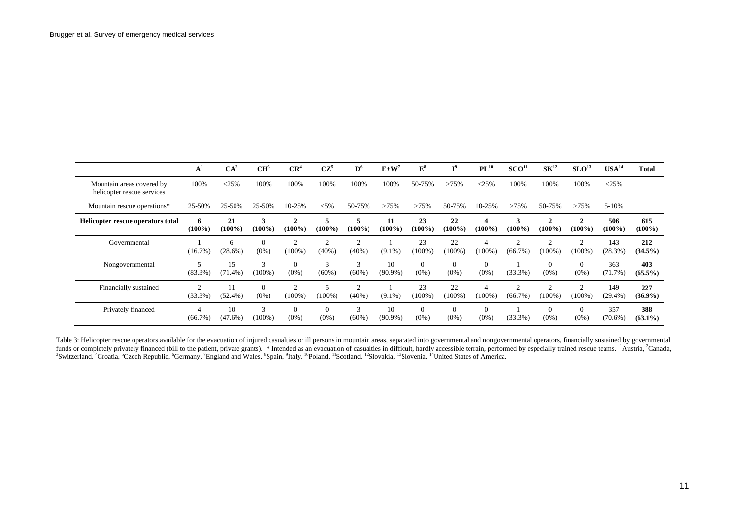| | A[1] | CA[2] | CH[3] | CR[4] | CZ[5] | D[6] | E+W[7] | E[8] | I[9] | PL[10] | SCO[11] | SK[12] | SLO[13] | USA[14] | Total |
|---|---|---|---|---|---|---|---|---|---|---|---|---|---|---|---|
| Mountain areas covered by helicopter rescue services | 100% | <25% | 100% | 100% | 100% | 100% | 100% | 50-75% | >75% | <25% | 100% | 100% | 100% | <25% | |
| Mountain rescue operations* | 25-50% | 25-50% | 25-50% | 10-25% | <5% | 50-75% | >75% | >75% | 50-75% | 10-25% | >75% | 50-75% | >75% | 5-10% | |
| **Helicopter rescue operators total** | **6 (100%)** | **21 (100%)** | **3 (100%)** | **2 (100%)** | **5 (100%)** | **5 (100%)** | **11 (100%)** | **23 (100%)** | **22 (100%)** | **4 (100%)** | **3 (100%)** | **2 (100%)** | **2 (100%)** | **506 (100%)** | **615 (100%)** |
| Governmental | 1 (16.7%) | 6 (28.6%) | 0 (0%) | 2 (100%) | 2 (40%) | 2 (40%) | 1 (9.1%) | 23 (100%) | 22 (100%) | 4 (100%) | 2 (66.7%) | 2 (100%) | 2 (100%) | 143 (28.3%) | **212 (34.5%)** |
| Nongovernmental | 5 (83.3%) | 15 (71.4%) | 3 (100%) | 0 (0%) | 3 (60%) | 3 (60%) | 10 (90.9%) | 0 (0%) | 0 (0%) | 0 (0%) | 1 (33.3%) | 0 (0%) | 0 (0%) | 363 (71.7%) | **403 (65.5%)** |
| Financially sustained | 2 (33.3%) | 11 (52.4%) | 0 (0%) | 2 (100%) | 5 (100%) | 2 (40%) | 1 (9.1%) | 23 (100%) | 22 (100%) | 4 (100%) | 2 (66.7%) | 2 (100%) | 2 (100%) | 149 (29.4%) | **227 (36.9%)** |
| Privately financed | 4 (66.7%) | 10 (47.6%) | 3 (100%) | 0 (0%) | 0 (0%) | 3 (60%) | 10 (90.9%) | 0 (0%) | 0 (0%) | 0 (0%) | 1 (33.3%) | 0 (0%) | 0 (0%) | 357 (70.6%) | **388 (63.1%)** |

Table 3: Helicopter rescue operators available for the evacuation of injured casualties or ill persons in mountain areas, separated into governmental and nongovernmental operators, financially sustained by governmental funds or completely privately financed (bill to the patient, private grants). * Intended as an evacuation of casualties in difficult, hardly accessible terrain, performed by especially trained rescue teams. [1]Austria, [2]Canada, [3]Switzerland, [4]Croatia, [5]Czech Republic, [6]Germany, [7]England and Wales, [8]Spain, [9]Italy, [10]Poland, [11]Scotland, [12]Slovakia, [13]Slovenia, [14]United States of America.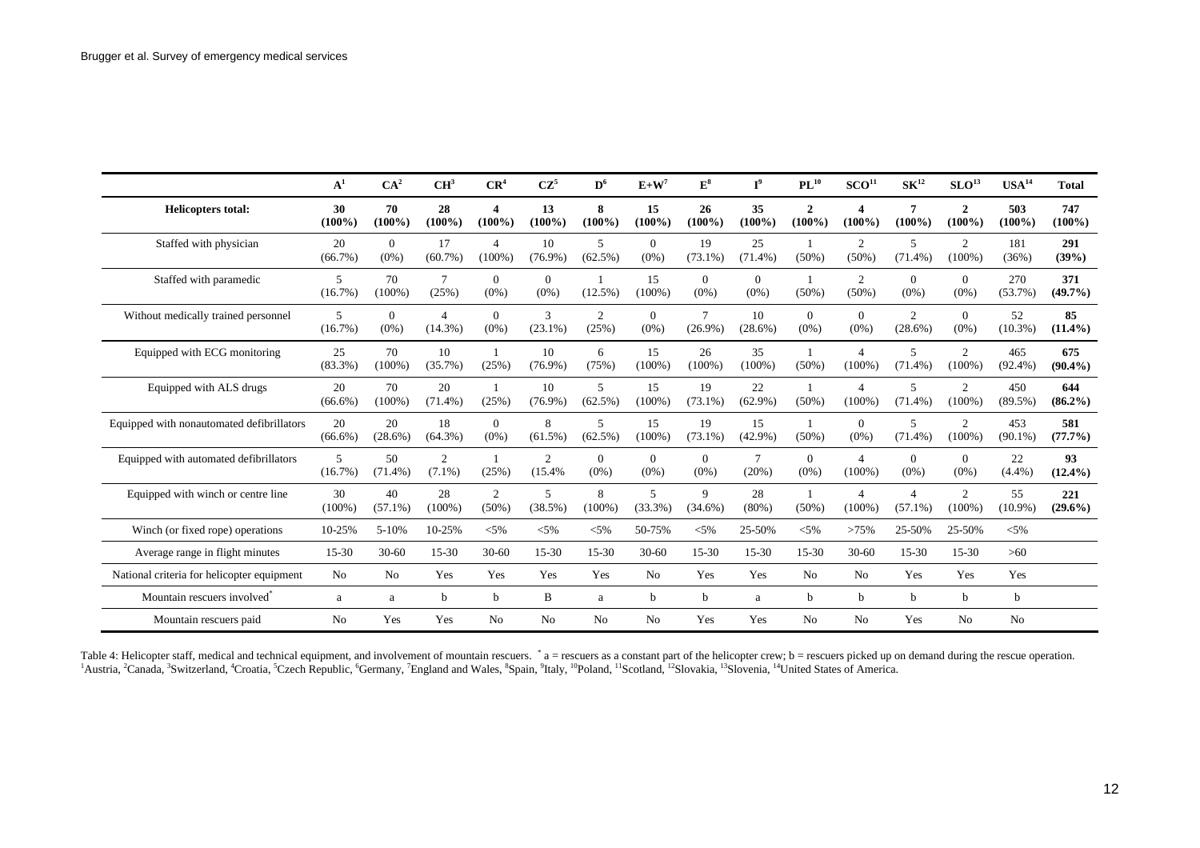| | A[1] | CA[2] | CH[3] | CR[4] | CZ[5] | D[6] | E+W[7] | E[8] | I[9] | PL[10] | SCO[11] | SK[12] | SLO[13] | USA[14] | Total |
|---|---|---|---|---|---|---|---|---|---|---|---|---|---|---|---|
| **Helicopters total:** | **30 (100%)** | **70 (100%)** | **28 (100%)** | **4 (100%)** | **13 (100%)** | **8 (100%)** | **15 (100%)** | **26 (100%)** | **35 (100%)** | **2 (100%)** | **4 (100%)** | **7 (100%)** | **2 (100%)** | **503 (100%)** | **747 (100%)** |
| Staffed with physician | 20 (66.7%) | 0 (0%) | 17 (60.7%) | 4 (100%) | 10 (76.9%) | 5 (62.5%) | 0 (0%) | 19 (73.1%) | 25 (71.4%) | 1 (50%) | 2 (50%) | 5 (71.4%) | 2 (100%) | 181 (36%) | **291 (39%)** |
| Staffed with paramedic | 5 (16.7%) | 70 (100%) | 7 (25%) | 0 (0%) | 0 (0%) | 1 (12.5%) | 15 (100%) | 0 (0%) | 0 (0%) | 1 (50%) | 2 (50%) | 0 (0%) | 0 (0%) | 270 (53.7%) | **371 (49.7%)** |
| Without medically trained personnel | 5 (16.7%) | 0 (0%) | 4 (14.3%) | 0 (0%) | 3 (23.1%) | 2 (25%) | 0 (0%) | 7 (26.9%) | 10 (28.6%) | 0 (0%) | 0 (0%) | 2 (28.6%) | 0 (0%) | 52 (10.3%) | **85 (11.4%)** |
| Equipped with ECG monitoring | 25 (83.3%) | 70 (100%) | 10 (35.7%) | 1 (25%) | 10 (76.9%) | 6 (75%) | 15 (100%) | 26 (100%) | 35 (100%) | 1 (50%) | 4 (100%) | 5 (71.4%) | 2 (100%) | 465 (92.4%) | **675 (90.4%)** |
| Equipped with ALS drugs | 20 (66.6%) | 70 (100%) | 20 (71.4%) | 1 (25%) | 10 (76.9%) | 5 (62.5%) | 15 (100%) | 19 (73.1%) | 22 (62.9%) | 1 (50%) | 4 (100%) | 5 (71.4%) | 2 (100%) | 450 (89.5%) | **644 (86.2%)** |
| Equipped with nonautomated defibrillators | 20 (66.6%) | 20 (28.6%) | 18 (64.3%) | 0 (0%) | 8 (61.5%) | 5 (62.5%) | 15 (100%) | 19 (73.1%) | 15 (42.9%) | 1 (50%) | 0 (0%) | 5 (71.4%) | 2 (100%) | 453 (90.1%) | **581 (77.7%)** |
| Equipped with automated defibrillators | 5 (16.7%) | 50 (71.4%) | 2 (7.1%) | 1 (25%) | 2 (15.4% | 0 (0%) | 0 (0%) | 0 (0%) | 7 (20%) | 0 (0%) | 4 (100%) | 0 (0%) | 0 (0%) | 22 (4.4%) | **93 (12.4%)** |
| Equipped with winch or centre line | 30 (100%) | 40 (57.1%) | 28 (100%) | 2 (50%) | 5 (38.5%) | 8 (100%) | 5 (33.3%) | 9 (34.6%) | 28 (80%) | 1 (50%) | 4 (100%) | 4 (57.1%) | 2 (100%) | 55 (10.9%) | **221 (29.6%)** |
| Winch (or fixed rope) operations | 10-25% | 5-10% | 10-25% | <5% | <5% | <5% | 50-75% | <5% | 25-50% | <5% | >75% | 25-50% | 25-50% | <5% | |
| Average range in flight minutes | 15-30 | 30-60 | 15-30 | 30-60 | 15-30 | 15-30 | 30-60 | 15-30 | 15-30 | 15-30 | 30-60 | 15-30 | 15-30 | >60 | |
| National criteria for helicopter equipment | No | No | Yes | Yes | Yes | Yes | No | Yes | Yes | No | No | Yes | Yes | Yes | |
| Mountain rescuers involved* | a | a | b | b | B | a | b | b | a | b | b | b | b | b | |
| Mountain rescuers paid | No | Yes | Yes | No | No | No | No | Yes | Yes | No | No | Yes | No | No | |

Table 4: Helicopter staff, medical and technical equipment, and involvement of mountain rescuers. * a = rescuers as a constant part of the helicopter crew; b = rescuers picked up on demand during the rescue operation. [1]Austria, [2]Canada, [3]Switzerland, [4]Croatia, [5]Czech Republic, [6]Germany, [7]England and Wales, [8]Spain, [9]Italy, [10]Poland, [11]Scotland, [12]Slovakia, [13]Slovenia, [14]United States of America.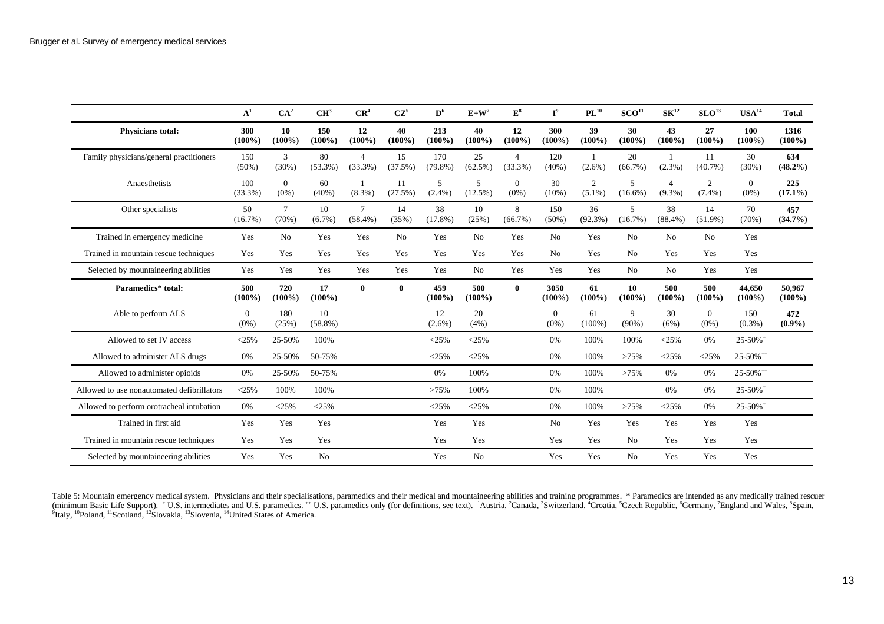| | A[1] | CA[2] | CH[3] | CR[4] | CZ[5] | D[6] | E+W[7] | E[8] | I[9] | PL[10] | SCO[11] | SK[12] | SLO[13] | USA[14] | Total |
|---|---|---|---|---|---|---|---|---|---|---|---|---|---|---|---|
| **Physicians total:** | **300 (100%)** | **10 (100%)** | **150 (100%)** | **12 (100%)** | **40 (100%)** | **213 (100%)** | **40 (100%)** | **12 (100%)** | **300 (100%)** | **39 (100%)** | **30 (100%)** | **43 (100%)** | **27 (100%)** | **100 (100%)** | **1316 (100%)** |
| Family physicians/general practitioners | 150 (50%) | 3 (30%) | 80 (53.3%) | 4 (33.3%) | 15 (37.5%) | 170 (79.8%) | 25 (62.5%) | 4 (33.3%) | 120 (40%) | 1 (2.6%) | 20 (66.7%) | 1 (2.3%) | 11 (40.7%) | 30 (30%) | **634 (48.2%)** |
| Anaesthetists | 100 (33.3%) | 0 (0%) | 60 (40%) | 1 (8.3%) | 11 (27.5%) | 5 (2.4%) | 5 (12.5%) | 0 (0%) | 30 (10%) | 2 (5.1%) | 5 (16.6%) | 4 (9.3%) | 2 (7.4%) | 0 (0%) | **225 (17.1%)** |
| Other specialists | 50 (16.7%) | 7 (70%) | 10 (6.7%) | 7 (58.4%) | 14 (35%) | 38 (17.8%) | 10 (25%) | 8 (66.7%) | 150 (50%) | 36 (92.3%) | 5 (16.7%) | 38 (88.4%) | 14 (51.9%) | 70 (70%) | **457 (34.7%)** |
| Trained in emergency medicine | Yes | No | Yes | Yes | No | Yes | No | Yes | No | Yes | No | No | No | Yes | |
| Trained in mountain rescue techniques | Yes | Yes | Yes | Yes | Yes | Yes | Yes | Yes | No | Yes | No | Yes | Yes | Yes | |
| Selected by mountaineering abilities | Yes | Yes | Yes | Yes | Yes | Yes | No | Yes | Yes | Yes | No | No | Yes | Yes | |
| **Paramedics* total:** | **500 (100%)** | **720 (100%)** | **17 (100%)** | **0** | **0** | **459 (100%)** | **500 (100%)** | **0** | **3050 (100%)** | **61 (100%)** | **10 (100%)** | **500 (100%)** | **500 (100%)** | **44,650 (100%)** | **50,967 (100%)** |
| Able to perform ALS | 0 (0%) | 180 (25%) | 10 (58.8%) | | | 12 (2.6%) | 20 (4%) | | 0 (0%) | 61 (100%) | 9 (90%) | 30 (6%) | 0 (0%) | 150 (0.3%) | **472 (0.9%)** |
| Allowed to set IV access | <25% | 25-50% | 100% | | | <25% | <25% | | 0% | 100% | 100% | <25% | 0% | 25-50%[+] | |
| Allowed to administer ALS drugs | 0% | 25-50% | 50-75% | | | <25% | <25% | | 0% | 100% | >75% | <25% | <25% | 25-50%[++] | |
| Allowed to administer opioids | 0% | 25-50% | 50-75% | | | 0% | 100% | | 0% | 100% | >75% | 0% | 0% | 25-50%[++] | |
| Allowed to use nonautomated defibrillators | <25% | 100% | 100% | | | >75% | 100% | | 0% | 100% | | 0% | 0% | 25-50%[+] | |
| Allowed to perform orotracheal intubation | 0% | <25% | <25% | | | <25% | <25% | | 0% | 100% | >75% | <25% | 0% | 25-50%[+] | |
| Trained in first aid | Yes | Yes | Yes | | | Yes | Yes | | No | Yes | Yes | Yes | Yes | Yes | |
| Trained in mountain rescue techniques | Yes | Yes | Yes | | | Yes | Yes | | Yes | Yes | No | Yes | Yes | Yes | |
| Selected by mountaineering abilities | Yes | Yes | No | | | Yes | No | | Yes | Yes | No | Yes | Yes | Yes | |

Table 5: Mountain emergency medical system. Physicians and their specialisations, paramedics and their medical and mountaineering abilities and training programmes. * Paramedics are intended as any medically trained rescuer (minimum Basic Life Support). [+] U.S. intermediates and U.S. paramedics. [++] U.S. paramedics only (for definitions, see text). [1]Austria, [2]Canada, [3]Switzerland, [4]Croatia, [5]Czech Republic, [6]Germany, [7]England and Wales, [8]Spain, [9]Italy, [10]Poland, [11]Scotland, [12]Slovakia, [13]Slovenia, [14]United States of America.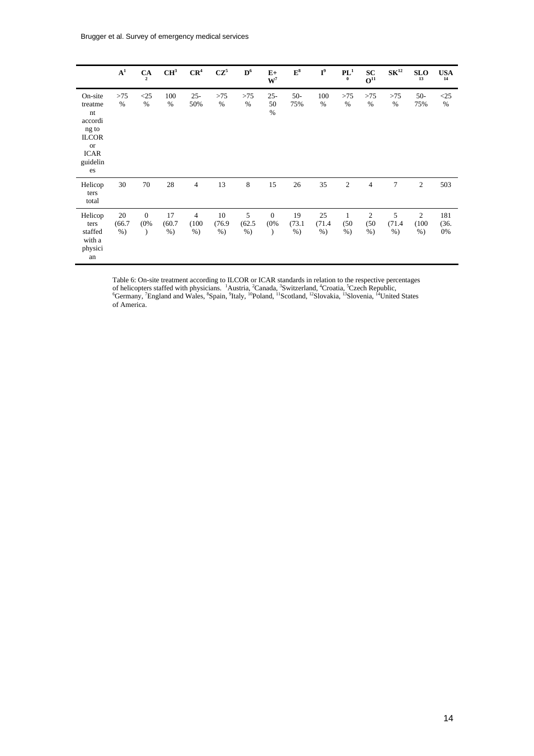| | A[1] | CA[2] | CH[3] | CR[4] | CZ[5] | D[6] | E+W[7] | E[8] | I[9] | PL[10] | SCO[11] | SK[12] | SLO[13] | USA[14] |
|---|---|---|---|---|---|---|---|---|---|---|---|---|---|---|
| On-site treatment according to ILCOR or ICAR guidelines | >75 % | <25 % | 100 % | 25-50% | >75 % | >75 % | 25-50 % | 50-75% | 100 % | >75 % | >75 % | >75 % | 50-75% | <25 % |
| Helicopters total | 30 | 70 | 28 | 4 | 13 | 8 | 15 | 26 | 35 | 2 | 4 | 7 | 2 | 503 |
| Helicopters staffed with a physician | 20 (66.7 %) | 0 (0% ) | 17 (60.7 %) | 4 (100 %) | 10 (76.9 %) | 5 (62.5 %) | 0 (0% ) | 19 (73.1 %) | 25 (71.4 %) | 1 (50 %) | 2 (50 %) | 5 (71.4 %) | 2 (100 %) | 181 (36. 0% |

Table 6: On-site treatment according to ILCOR or ICAR standards in relation to the respective percentages of helicopters staffed with physicians. [1]Austria, [2]Canada, [3]Switzerland, [4]Croatia, [5]Czech Republic, [6]Germany, [7]England and Wales, [8]Spain, [9]Italy, [10]Poland, [11]Scotland, [12]Slovakia, [13]Slovenia, [14]United States of America.